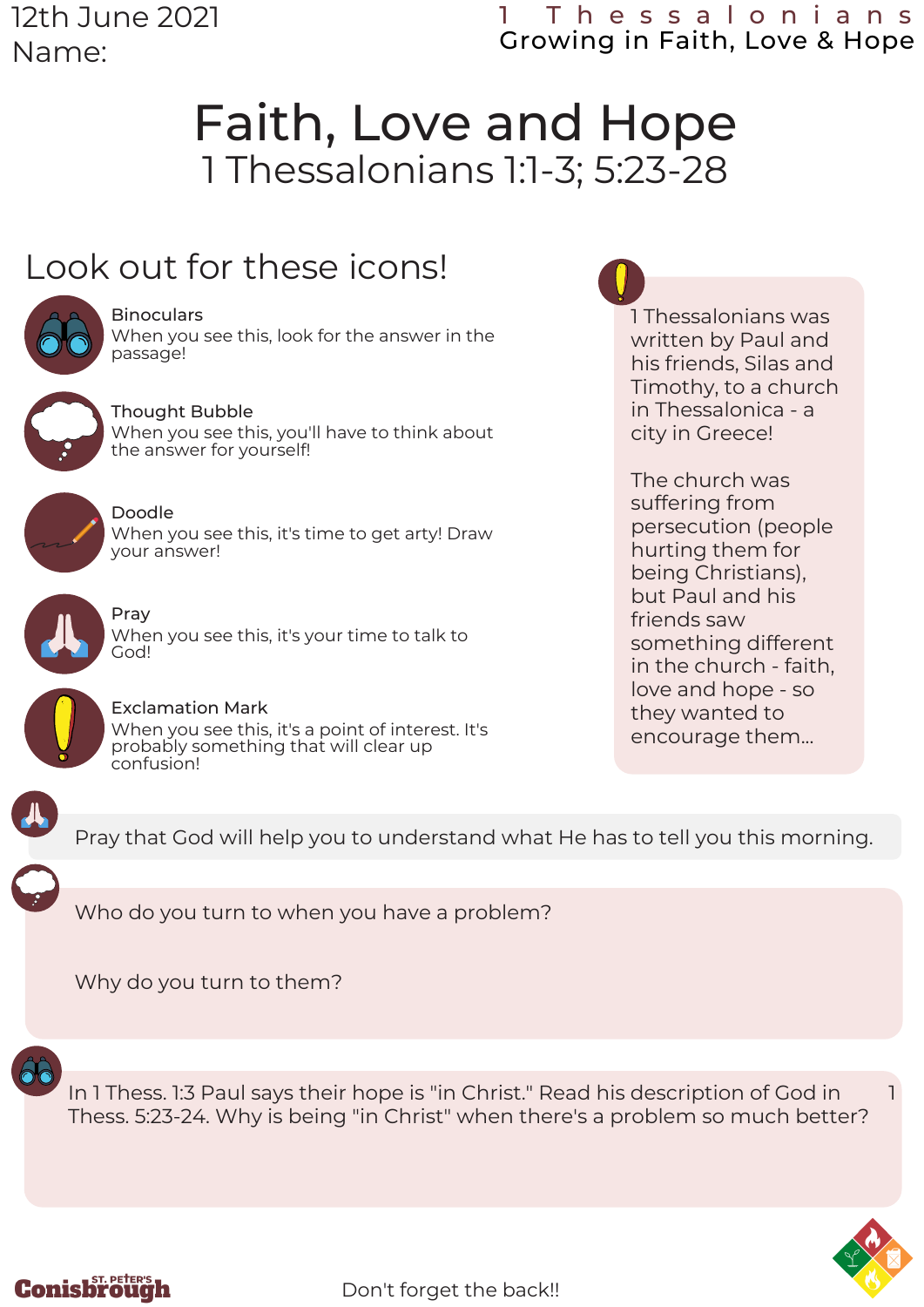12th June 2021

Name:

1 Thessalonians
Growing in Faith, Love & Hope

# Faith, Love and Hope

## 1 Thessalonians 1:1-3; 5:23-28

## Look out for these icons!

**Binoculars**
When you see this, look for the answer in the passage!

**Thought Bubble**
When you see this, you'll have to think about the answer for yourself!

**Doodle**
When you see this, it's time to get arty! Draw your answer!

**Pray**
When you see this, it's your time to talk to God!

**Exclamation Mark**
When you see this, it's a point of interest. It's probably something that will clear up confusion!

1 Thessalonians was written by Paul and his friends, Silas and Timothy, to a church in Thessalonica - a city in Greece!

The church was suffering from persecution (people hurting them for being Christians), but Paul and his friends saw something different in the church - faith, love and hope - so they wanted to encourage them...

Pray that God will help you to understand what He has to tell you this morning.

Who do you turn to when you have a problem?

Why do you turn to them?

In 1 Thess. 1:3 Paul says their hope is "in Christ." Read his description of God in 1 Thess. 5:23-24. Why is being "in Christ" when there's a problem so much better?

St. Peter's Conisbrough

Don't forget the back!!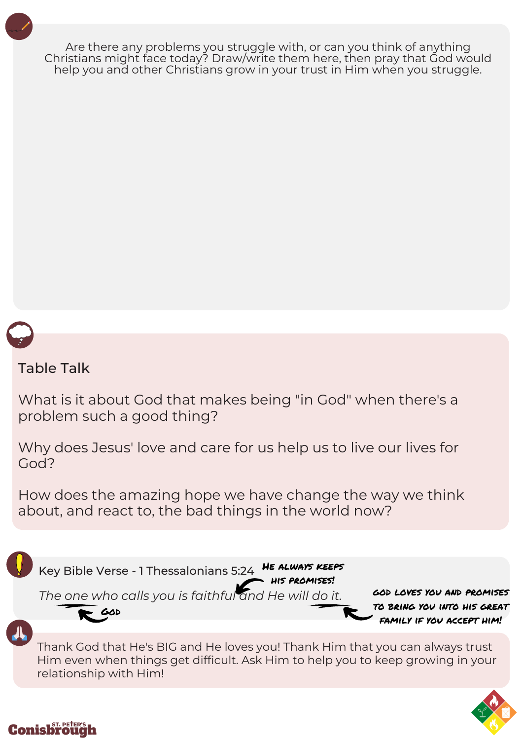Are there any problems you struggle with, or can you think of anything Christians might face today? Draw/write them here, then pray that God would help you and other Christians grow in your trust in Him when you struggle.

## Table Talk

What is it about God that makes being "in God" when there's a problem such a good thing?

Why does Jesus' love and care for us help us to live our lives for God?

How does the amazing hope we have change the way we think about, and react to, the bad things in the world now?

### Key Bible Verse - 1 Thessalonians 5:24

*The one who calls you is faithful and He will do it.*

He always keeps his promises!

God

God loves you and promises to bring you into his great family if you accept him!

Thank God that He's BIG and He loves you! Thank Him that you can always trust Him even when things get difficult. Ask Him to help you to keep growing in your relationship with Him!

St. Peter's Conisbrough